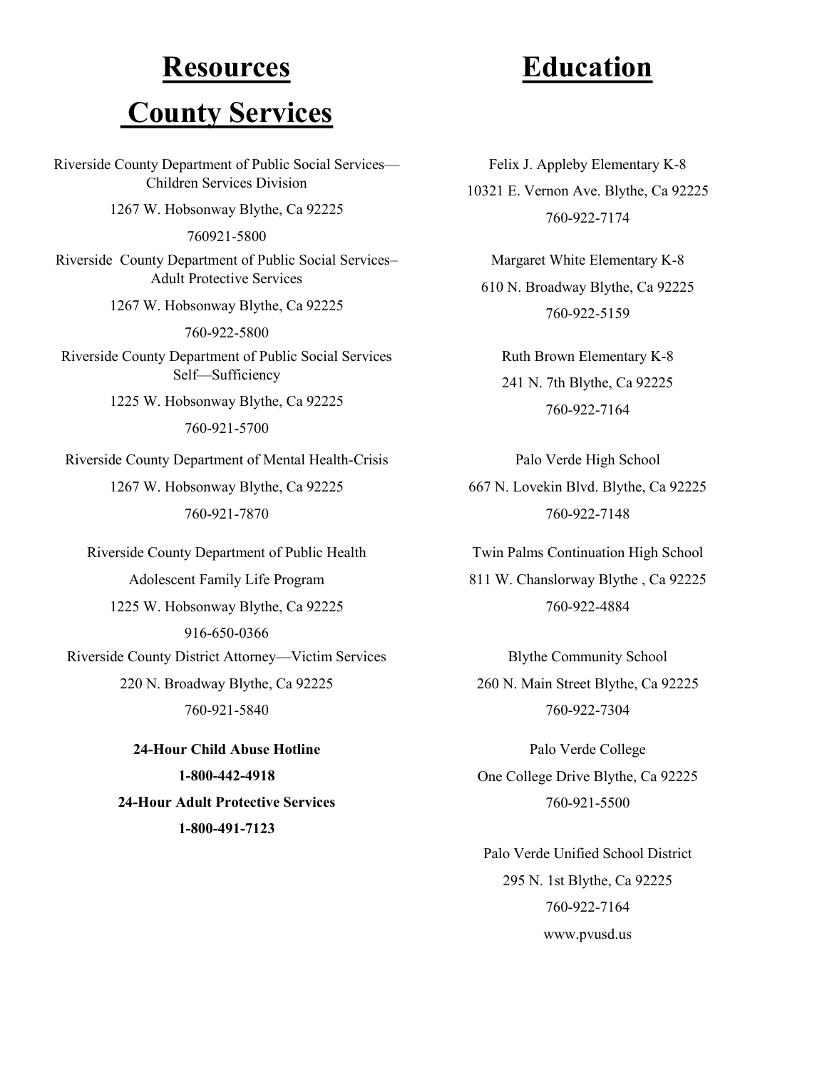# Resources

## County Services

Riverside County Department of Public Social Services—Children Services Division

1267 W. Hobsonway Blythe, Ca 92225

760921-5800

Riverside County Department of Public Social Services–Adult Protective Services

1267 W. Hobsonway Blythe, Ca 92225

760-922-5800

Riverside County Department of Public Social Services Self—Sufficiency

1225 W. Hobsonway Blythe, Ca 92225

760-921-5700

Riverside County Department of Mental Health-Crisis

1267 W. Hobsonway Blythe, Ca 92225

760-921-7870

Riverside County Department of Public Health

Adolescent Family Life Program

1225 W. Hobsonway Blythe, Ca 92225

916-650-0366

Riverside County District Attorney—Victim Services

220 N. Broadway Blythe, Ca 92225

760-921-5840

**24-Hour Child Abuse Hotline**

**1-800-442-4918**

**24-Hour Adult Protective Services**

**1-800-491-7123**

# Education

Felix J. Appleby Elementary K-8

10321 E. Vernon Ave. Blythe, Ca 92225

760-922-7174

Margaret White Elementary K-8

610 N. Broadway Blythe, Ca 92225

760-922-5159

Ruth Brown Elementary K-8

241 N. 7th Blythe, Ca 92225

760-922-7164

Palo Verde High School

667 N. Lovekin Blvd. Blythe, Ca 92225

760-922-7148

Twin Palms Continuation High School

811 W. Chanslorway Blythe , Ca 92225

760-922-4884

Blythe Community School

260 N. Main Street Blythe, Ca 92225

760-922-7304

Palo Verde College

One College Drive Blythe, Ca 92225

760-921-5500

Palo Verde Unified School District

295 N. 1st Blythe, Ca 92225

760-922-7164

www.pvusd.us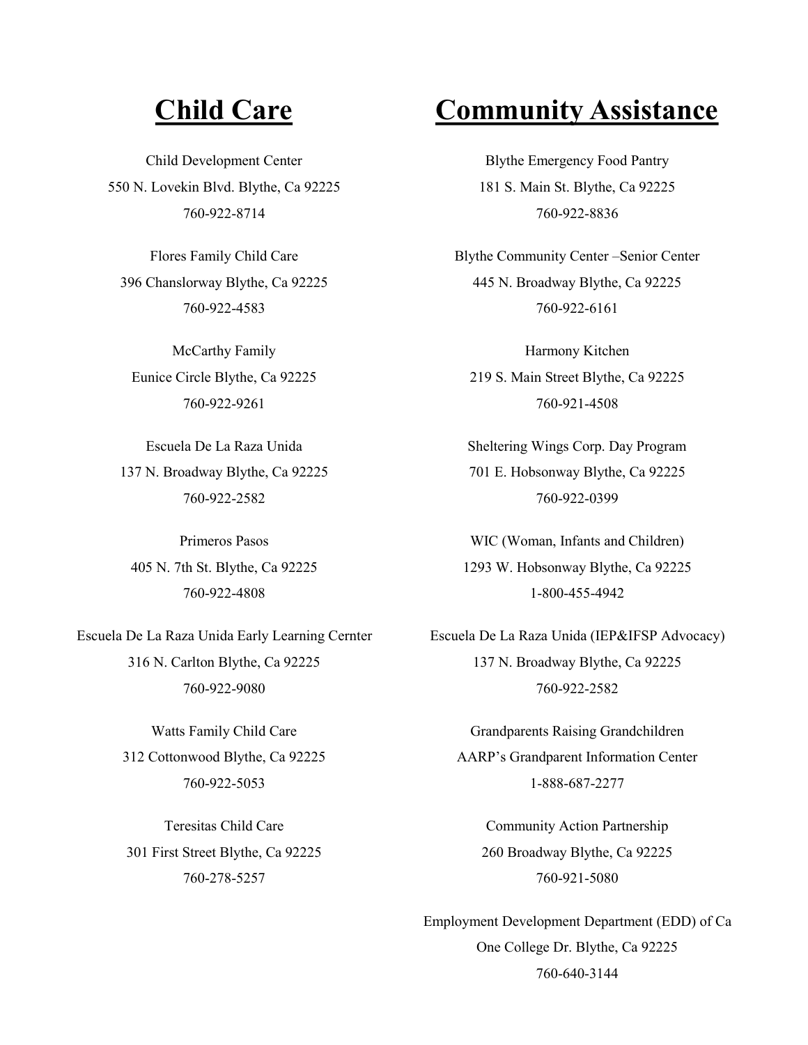# Child Care

Child Development Center
550 N. Lovekin Blvd. Blythe, Ca 92225
760-922-8714

Flores Family Child Care
396 Chanslorway Blythe, Ca 92225
760-922-4583

McCarthy Family
Eunice Circle Blythe, Ca 92225
760-922-9261

Escuela De La Raza Unida
137 N. Broadway Blythe, Ca 92225
760-922-2582

Primeros Pasos
405 N. 7th St. Blythe, Ca 92225
760-922-4808

Escuela De La Raza Unida Early Learning Cernter
316 N. Carlton Blythe, Ca 92225
760-922-9080

Watts Family Child Care
312 Cottonwood Blythe, Ca 92225
760-922-5053

Teresitas Child Care
301 First Street Blythe, Ca 92225
760-278-5257

# Community Assistance

Blythe Emergency Food Pantry
181 S. Main St. Blythe, Ca 92225
760-922-8836

Blythe Community Center –Senior Center
445 N. Broadway Blythe, Ca 92225
760-922-6161

Harmony Kitchen
219 S. Main Street Blythe, Ca 92225
760-921-4508

Sheltering Wings Corp. Day Program
701 E. Hobsonway Blythe, Ca 92225
760-922-0399

WIC (Woman, Infants and Children)
1293 W. Hobsonway Blythe, Ca 92225
1-800-455-4942

Escuela De La Raza Unida (IEP&IFSP Advocacy)
137 N. Broadway Blythe, Ca 92225
760-922-2582

Grandparents Raising Grandchildren
AARP's Grandparent Information Center
1-888-687-2277

Community Action Partnership
260 Broadway Blythe, Ca 92225
760-921-5080

Employment Development Department (EDD) of Ca
One College Dr. Blythe, Ca 92225
760-640-3144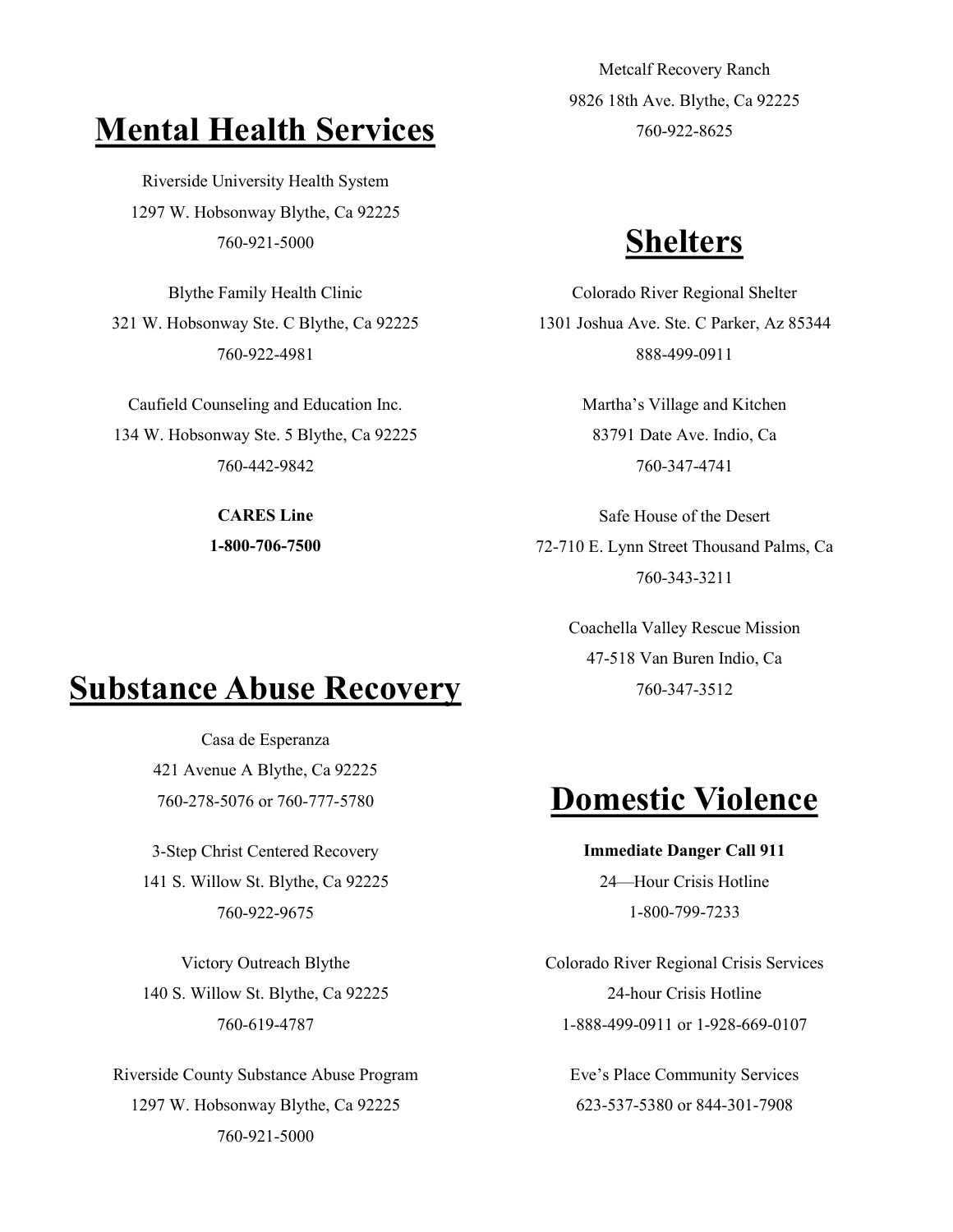## Mental Health Services

Riverside University Health System
1297 W. Hobsonway Blythe, Ca 92225
760-921-5000

Blythe Family Health Clinic
321 W. Hobsonway Ste. C Blythe, Ca 92225
760-922-4981

Caufield Counseling and Education Inc.
134 W. Hobsonway Ste. 5 Blythe, Ca 92225
760-442-9842

**CARES Line**
**1-800-706-7500**

## Substance Abuse Recovery

Casa de Esperanza
421 Avenue A Blythe, Ca 92225
760-278-5076 or 760-777-5780

3-Step Christ Centered Recovery
141 S. Willow St. Blythe, Ca 92225
760-922-9675

Victory Outreach Blythe
140 S. Willow St. Blythe, Ca 92225
760-619-4787

Riverside County Substance Abuse Program
1297 W. Hobsonway Blythe, Ca 92225
760-921-5000

Metcalf Recovery Ranch
9826 18th Ave. Blythe, Ca 92225
760-922-8625

## Shelters

Colorado River Regional Shelter
1301 Joshua Ave. Ste. C Parker, Az 85344
888-499-0911

Martha's Village and Kitchen
83791 Date Ave. Indio, Ca
760-347-4741

Safe House of the Desert
72-710 E. Lynn Street Thousand Palms, Ca
760-343-3211

Coachella Valley Rescue Mission
47-518 Van Buren Indio, Ca
760-347-3512

## Domestic Violence

**Immediate Danger Call 911**
24—Hour Crisis Hotline
1-800-799-7233

Colorado River Regional Crisis Services
24-hour Crisis Hotline
1-888-499-0911 or 1-928-669-0107

Eve's Place Community Services
623-537-5380 or 844-301-7908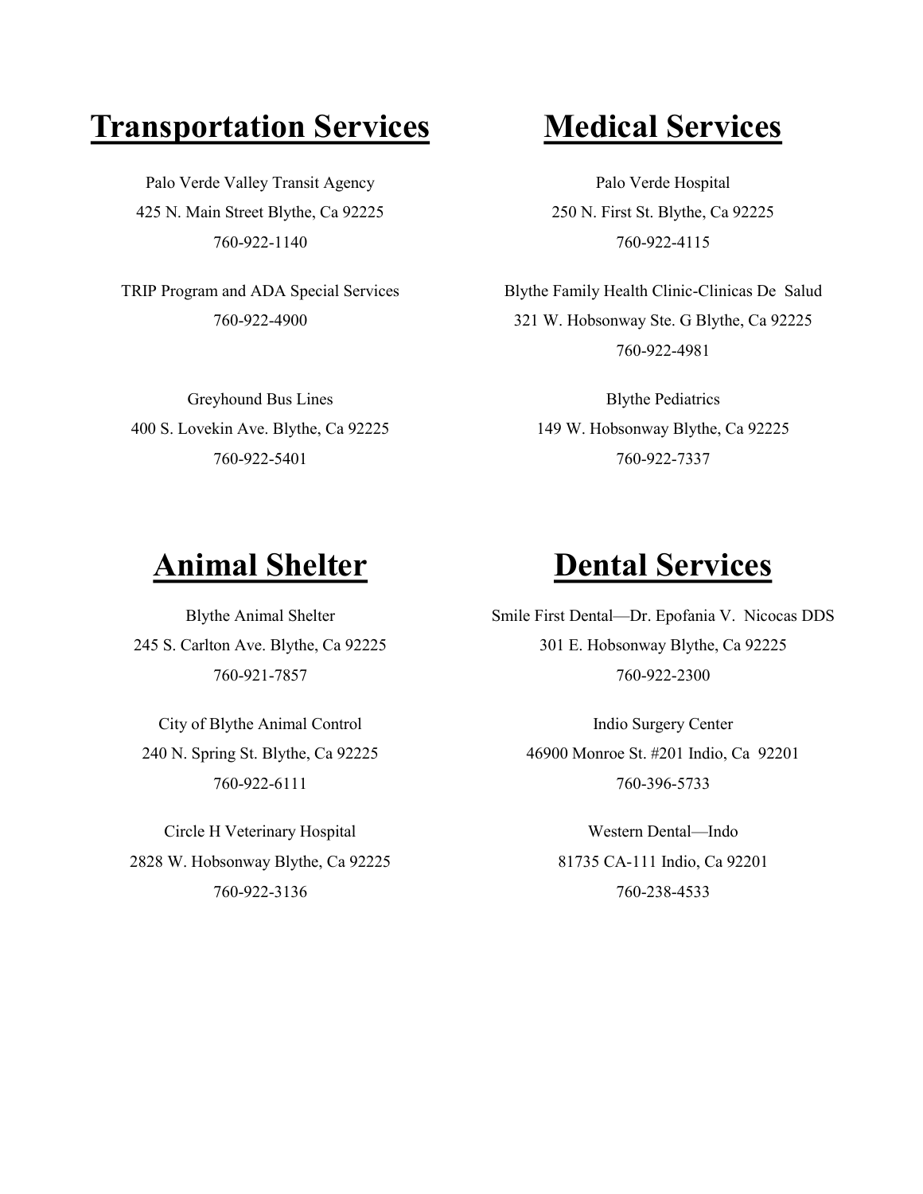# Transportation Services

Palo Verde Valley Transit Agency
425 N. Main Street Blythe, Ca 92225
760-922-1140

TRIP Program and ADA Special Services
760-922-4900

Greyhound Bus Lines
400 S. Lovekin Ave. Blythe, Ca 92225
760-922-5401

# Medical Services

Palo Verde Hospital
250 N. First St. Blythe, Ca 92225
760-922-4115

Blythe Family Health Clinic-Clinicas De Salud
321 W. Hobsonway Ste. G Blythe, Ca 92225
760-922-4981

Blythe Pediatrics
149 W. Hobsonway Blythe, Ca 92225
760-922-7337

# Animal Shelter

Blythe Animal Shelter
245 S. Carlton Ave. Blythe, Ca 92225
760-921-7857

City of Blythe Animal Control
240 N. Spring St. Blythe, Ca 92225
760-922-6111

Circle H Veterinary Hospital
2828 W. Hobsonway Blythe, Ca 92225
760-922-3136

# Dental Services

Smile First Dental—Dr. Epofania V. Nicocas DDS
301 E. Hobsonway Blythe, Ca 92225
760-922-2300

Indio Surgery Center
46900 Monroe St. #201 Indio, Ca 92201
760-396-5733

Western Dental—Indo
81735 CA-111 Indio, Ca 92201
760-238-4533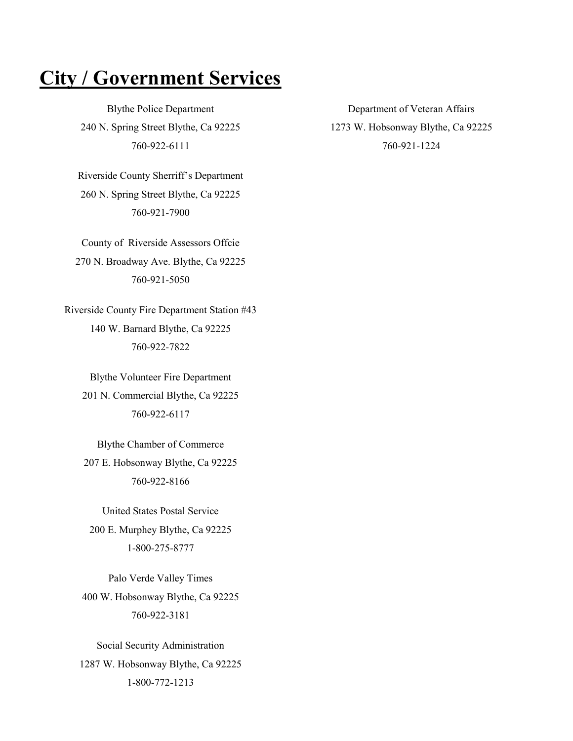# City / Government Services

Blythe Police Department
240 N. Spring Street Blythe, Ca 92225
760-922-6111

Riverside County Sherriff's Department
260 N. Spring Street Blythe, Ca 92225
760-921-7900

County of Riverside Assessors Offcie
270 N. Broadway Ave. Blythe, Ca 92225
760-921-5050

Riverside County Fire Department Station #43
140 W. Barnard Blythe, Ca 92225
760-922-7822

Blythe Volunteer Fire Department
201 N. Commercial Blythe, Ca 92225
760-922-6117

Blythe Chamber of Commerce
207 E. Hobsonway Blythe, Ca 92225
760-922-8166

United States Postal Service
200 E. Murphey Blythe, Ca 92225
1-800-275-8777

Palo Verde Valley Times
400 W. Hobsonway Blythe, Ca 92225
760-922-3181

Social Security Administration
1287 W. Hobsonway Blythe, Ca 92225
1-800-772-1213

Department of Veteran Affairs
1273 W. Hobsonway Blythe, Ca 92225
760-921-1224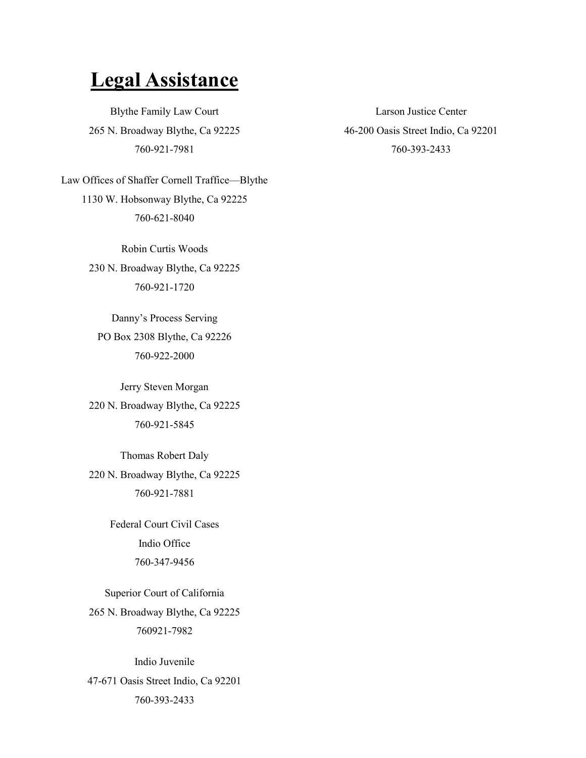# Legal Assistance

Blythe Family Law Court
265 N. Broadway Blythe, Ca 92225
760-921-7981

Law Offices of Shaffer Cornell Traffice—Blythe
1130 W. Hobsonway Blythe, Ca 92225
760-621-8040

Robin Curtis Woods
230 N. Broadway Blythe, Ca 92225
760-921-1720

Danny's Process Serving
PO Box 2308 Blythe, Ca 92226
760-922-2000

Jerry Steven Morgan
220 N. Broadway Blythe, Ca 92225
760-921-5845

Thomas Robert Daly
220 N. Broadway Blythe, Ca 92225
760-921-7881

Federal Court Civil Cases
Indio Office
760-347-9456

Superior Court of California
265 N. Broadway Blythe, Ca 92225
760921-7982

Indio Juvenile
47-671 Oasis Street Indio, Ca 92201
760-393-2433

Larson Justice Center
46-200 Oasis Street Indio, Ca 92201
760-393-2433